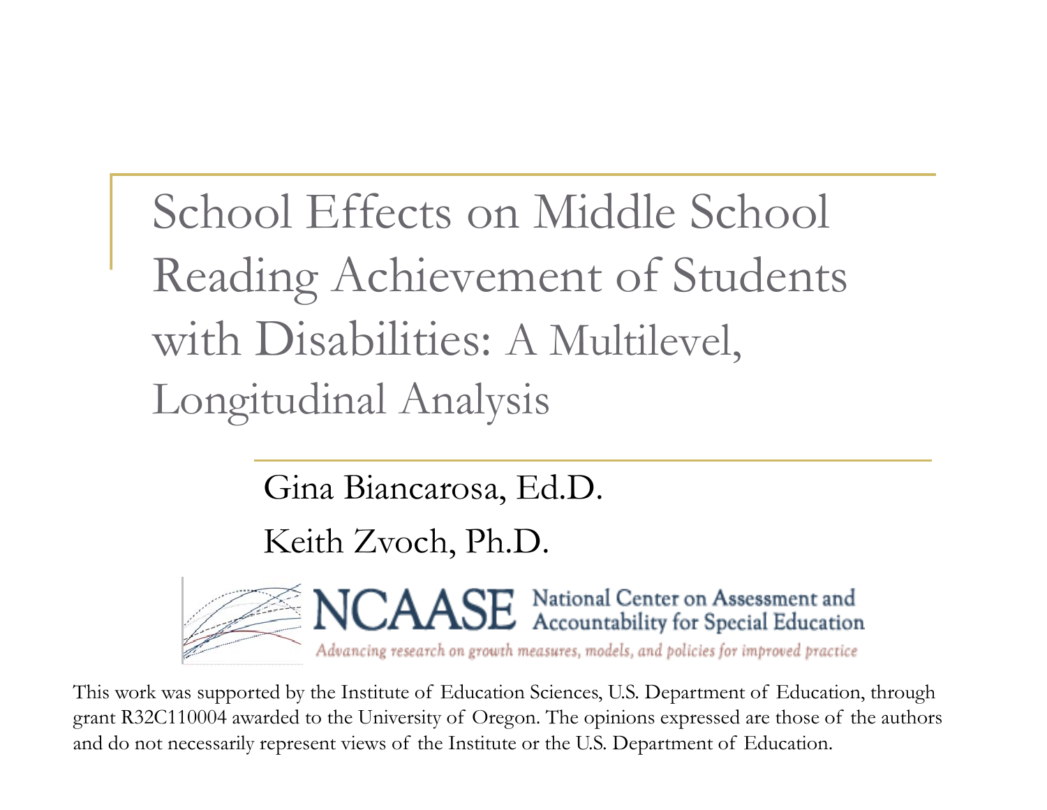# School Effects on Middle School Reading Achievement of Students with Disabilities: A Multilevel, Longitudinal Analysis

Gina Biancarosa, Ed.D.

Keith Zvoch, Ph.D.

NCAASE National Center on Assessment and Accountability for Special Education

*Advancing research on growth measures, models, and policies for improved practice*

This work was supported by the Institute of Education Sciences, U.S. Department of Education, through grant R32C110004 awarded to the University of Oregon. The opinions expressed are those of the authors and do not necessarily represent views of the Institute or the U.S. Department of Education.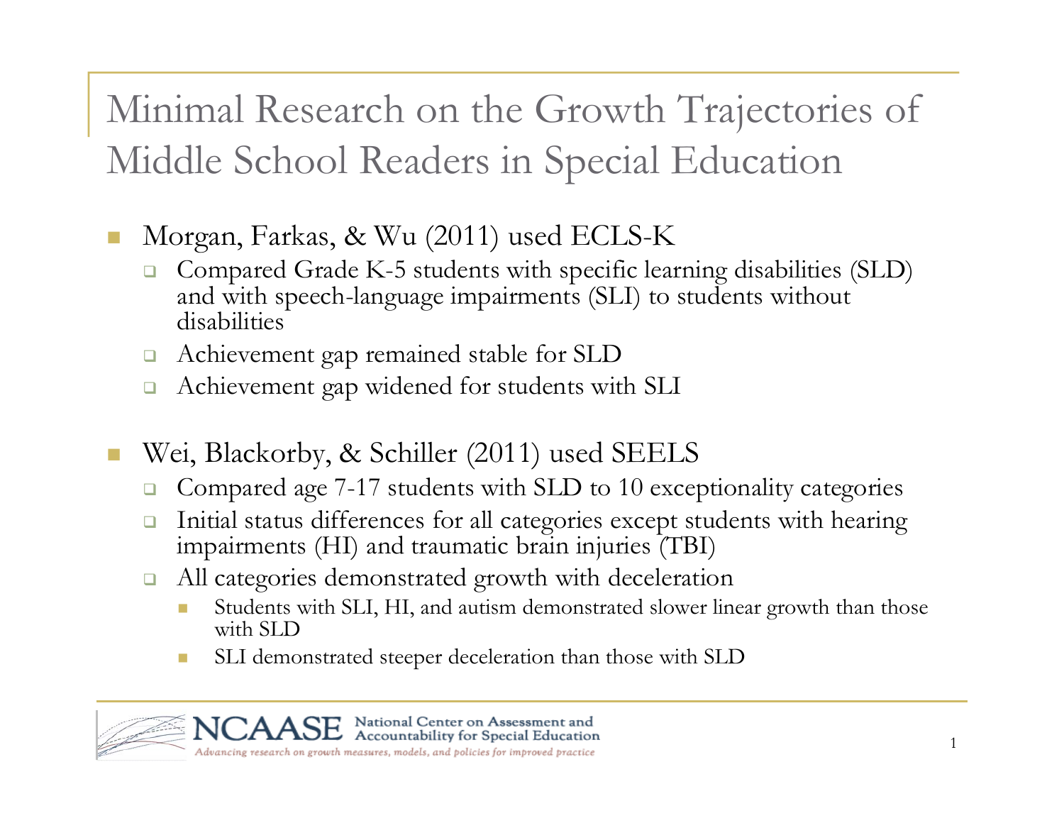# Minimal Research on the Growth Trajectories of Middle School Readers in Special Education

- Morgan, Farkas, & Wu (2011) used ECLS-K
  - Compared Grade K-5 students with specific learning disabilities (SLD) and with speech-language impairments (SLI) to students without disabilities
  - Achievement gap remained stable for SLD
  - Achievement gap widened for students with SLI
- Wei, Blackorby, & Schiller (2011) used SEELS
  - Compared age 7-17 students with SLD to 10 exceptionality categories
  - Initial status differences for all categories except students with hearing impairments (HI) and traumatic brain injuries (TBI)
  - All categories demonstrated growth with deceleration
    - Students with SLI, HI, and autism demonstrated slower linear growth than those with SLD
    - SLI demonstrated steeper deceleration than those with SLD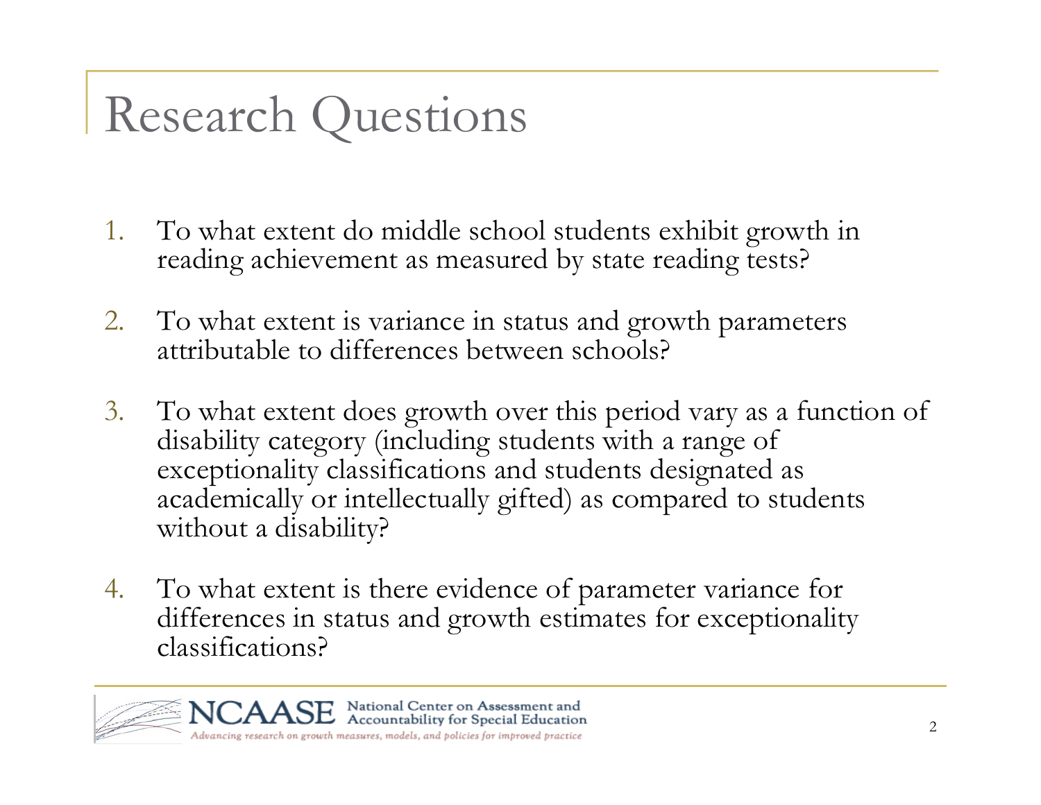# Research Questions

1. To what extent do middle school students exhibit growth in reading achievement as measured by state reading tests?

2. To what extent is variance in status and growth parameters attributable to differences between schools?

3. To what extent does growth over this period vary as a function of disability category (including students with a range of exceptionality classifications and students designated as academically or intellectually gifted) as compared to students without a disability?

4. To what extent is there evidence of parameter variance for differences in status and growth estimates for exceptionality classifications?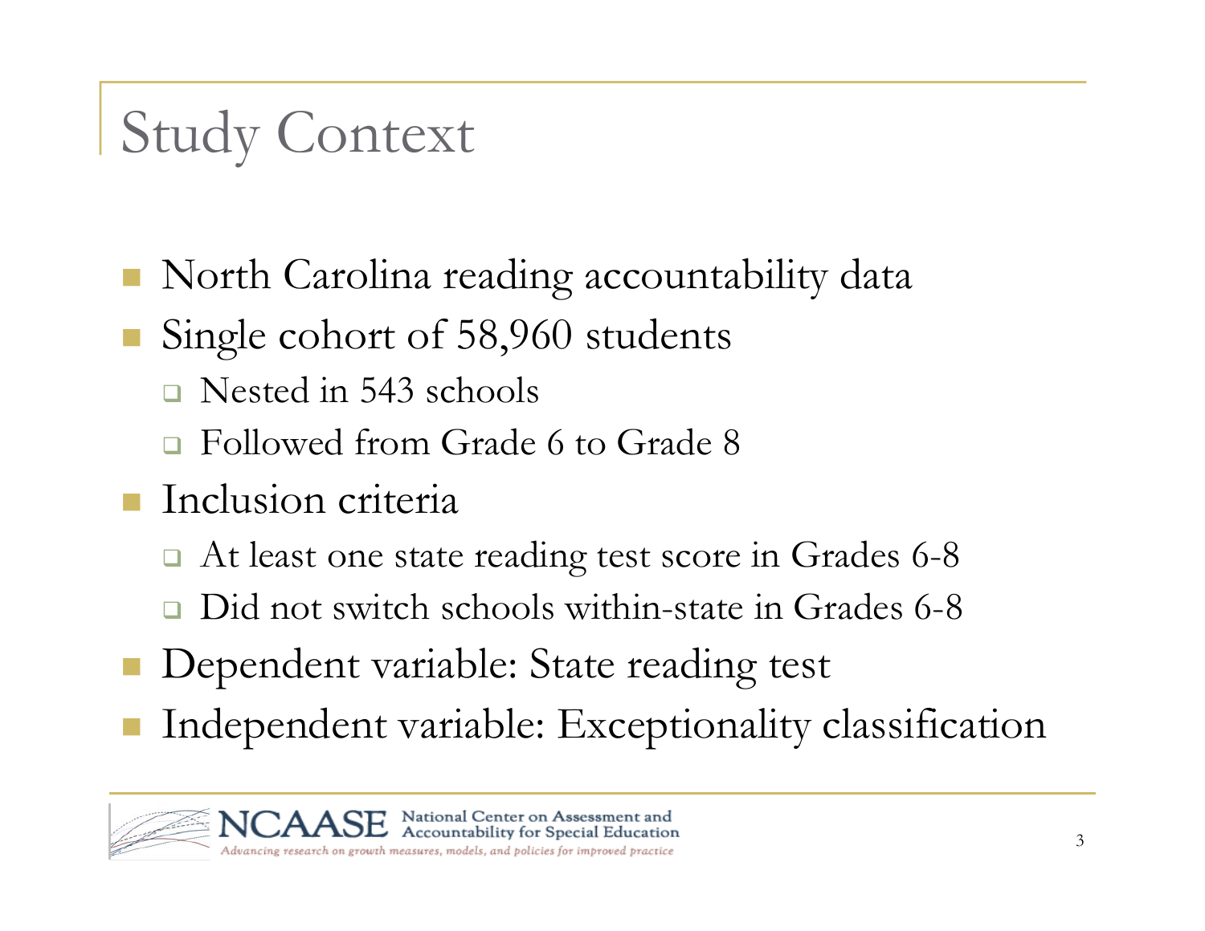# Study Context

- North Carolina reading accountability data
- Single cohort of 58,960 students
  - Nested in 543 schools
  - Followed from Grade 6 to Grade 8
- Inclusion criteria
  - At least one state reading test score in Grades 6-8
  - Did not switch schools within-state in Grades 6-8
- Dependent variable: State reading test
- Independent variable: Exceptionality classification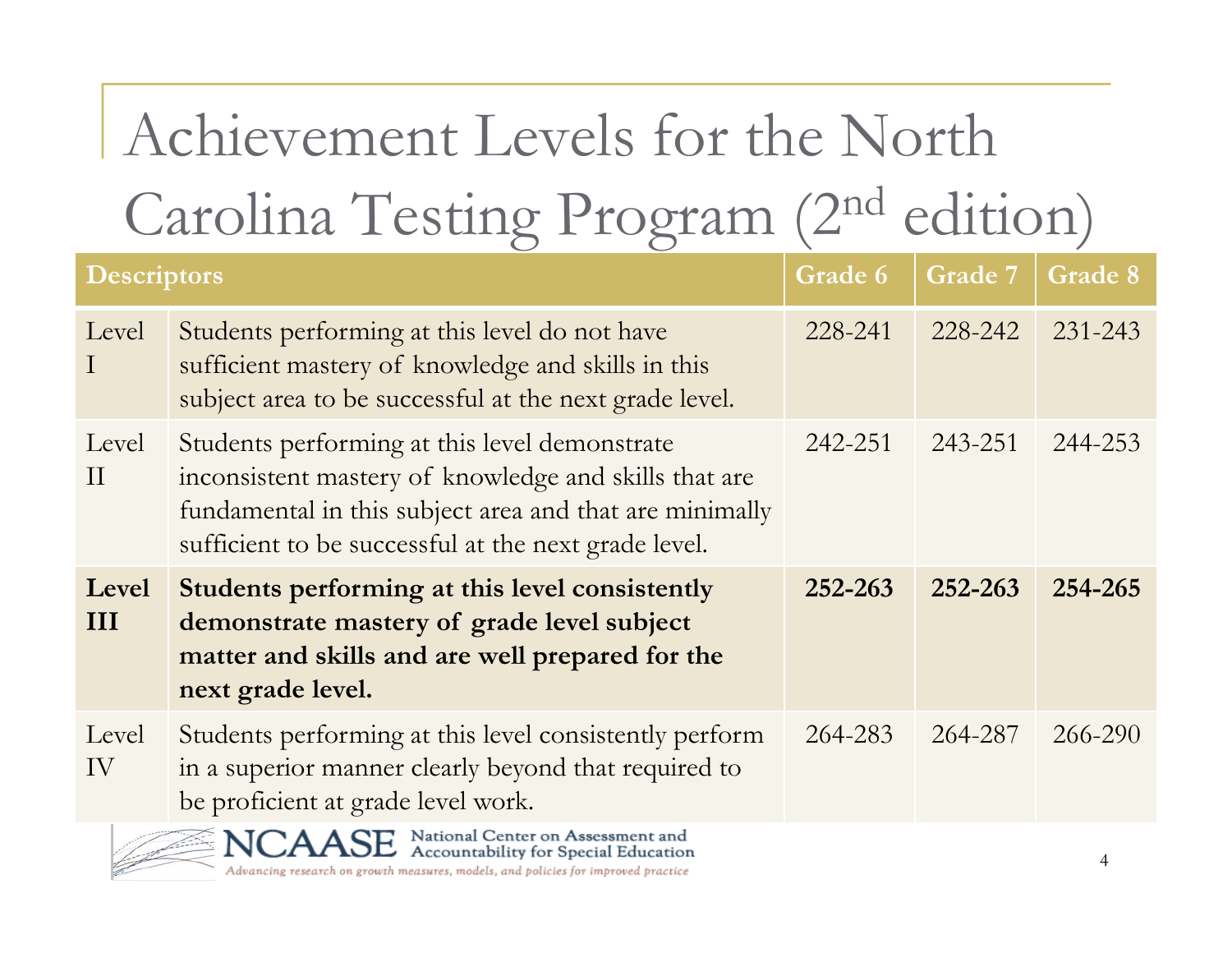# Achievement Levels for the North Carolina Testing Program (2nd edition)

| Descriptors | | Grade 6 | Grade 7 | Grade 8 |
|---|---|---|---|---|
| Level I | Students performing at this level do not have sufficient mastery of knowledge and skills in this subject area to be successful at the next grade level. | 228-241 | 228-242 | 231-243 |
| Level II | Students performing at this level demonstrate inconsistent mastery of knowledge and skills that are fundamental in this subject area and that are minimally sufficient to be successful at the next grade level. | 242-251 | 243-251 | 244-253 |
| **Level III** | **Students performing at this level consistently demonstrate mastery of grade level subject matter and skills and are well prepared for the next grade level.** | **252-263** | **252-263** | **254-265** |
| Level IV | Students performing at this level consistently perform in a superior manner clearly beyond that required to be proficient at grade level work. | 264-283 | 264-287 | 266-290 |

NCAASE National Center on Assessment and Accountability for Special Education

*Advancing research on growth measures, models, and policies for improved practice*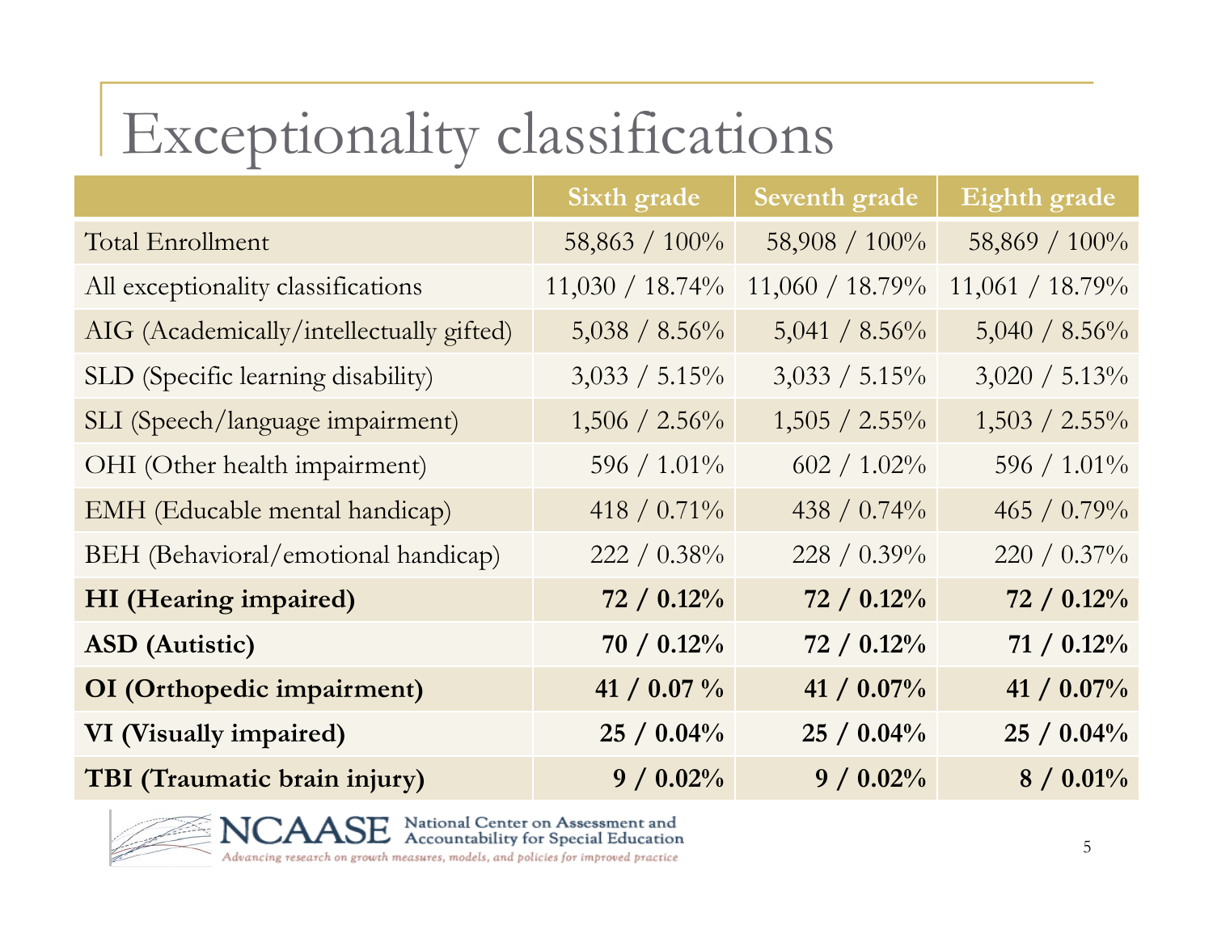# Exceptionality classifications

| | Sixth grade | Seventh grade | Eighth grade |
|---|---|---|---|
| Total Enrollment | 58,863 / 100% | 58,908 / 100% | 58,869 / 100% |
| All exceptionality classifications | 11,030 / 18.74% | 11,060 / 18.79% | 11,061 / 18.79% |
| AIG (Academically/intellectually gifted) | 5,038 / 8.56% | 5,041 / 8.56% | 5,040 / 8.56% |
| SLD (Specific learning disability) | 3,033 / 5.15% | 3,033 / 5.15% | 3,020 / 5.13% |
| SLI (Speech/language impairment) | 1,506 / 2.56% | 1,505 / 2.55% | 1,503 / 2.55% |
| OHI (Other health impairment) | 596 / 1.01% | 602 / 1.02% | 596 / 1.01% |
| EMH (Educable mental handicap) | 418 / 0.71% | 438 / 0.74% | 465 / 0.79% |
| BEH (Behavioral/emotional handicap) | 222 / 0.38% | 228 / 0.39% | 220 / 0.37% |
| **HI (Hearing impaired)** | **72 / 0.12%** | **72 / 0.12%** | **72 / 0.12%** |
| **ASD (Autistic)** | **70 / 0.12%** | **72 / 0.12%** | **71 / 0.12%** |
| **OI (Orthopedic impairment)** | **41 / 0.07 %** | **41 / 0.07%** | **41 / 0.07%** |
| **VI (Visually impaired)** | **25 / 0.04%** | **25 / 0.04%** | **25 / 0.04%** |
| **TBI (Traumatic brain injury)** | **9 / 0.02%** | **9 / 0.02%** | **8 / 0.01%** |

NCAASE National Center on Assessment and Accountability for Special Education

*Advancing research on growth measures, models, and policies for improved practice*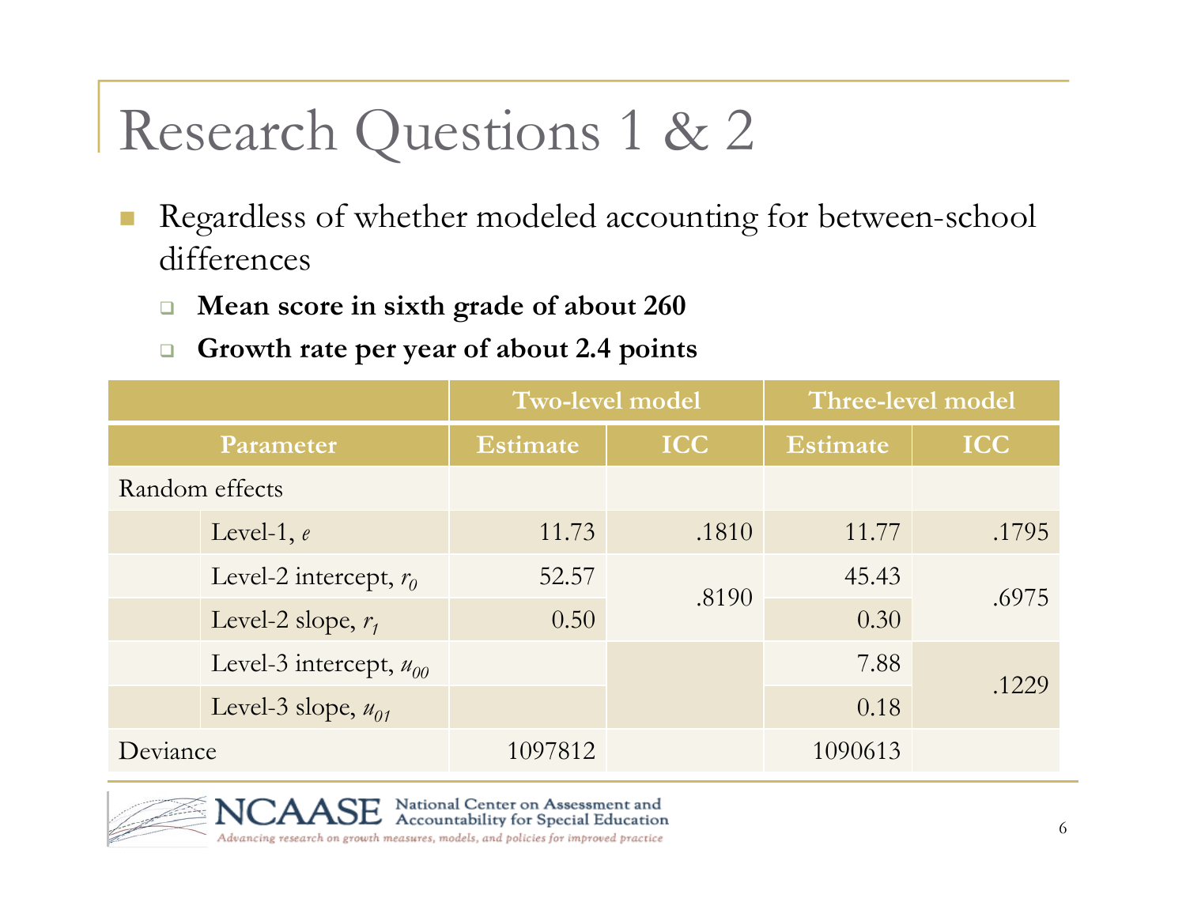# Research Questions 1 & 2

- Regardless of whether modeled accounting for between-school differences
  - **Mean score in sixth grade of about 260**
  - **Growth rate per year of about 2.4 points**

| Parameter | | Two-level model | | Three-level model | |
|---|---|---|---|---|---|
| | | Estimate | ICC | Estimate | ICC |
| Random effects | | | | | |
| | Level-1, $e$ | 11.73 | .1810 | 11.77 | .1795 |
| | Level-2 intercept, $r_0$ | 52.57 | .8190 | 45.43 | .6975 |
| | Level-2 slope, $r_1$ | 0.50 | | 0.30 | |
| | Level-3 intercept, $u_{00}$ | | | 7.88 | .1229 |
| | Level-3 slope, $u_{01}$ | | | 0.18 | |
| Deviance | | 1097812 | | 1090613 | |

NCAASE National Center on Assessment and Accountability for Special Education

*Advancing research on growth measures, models, and policies for improved practice*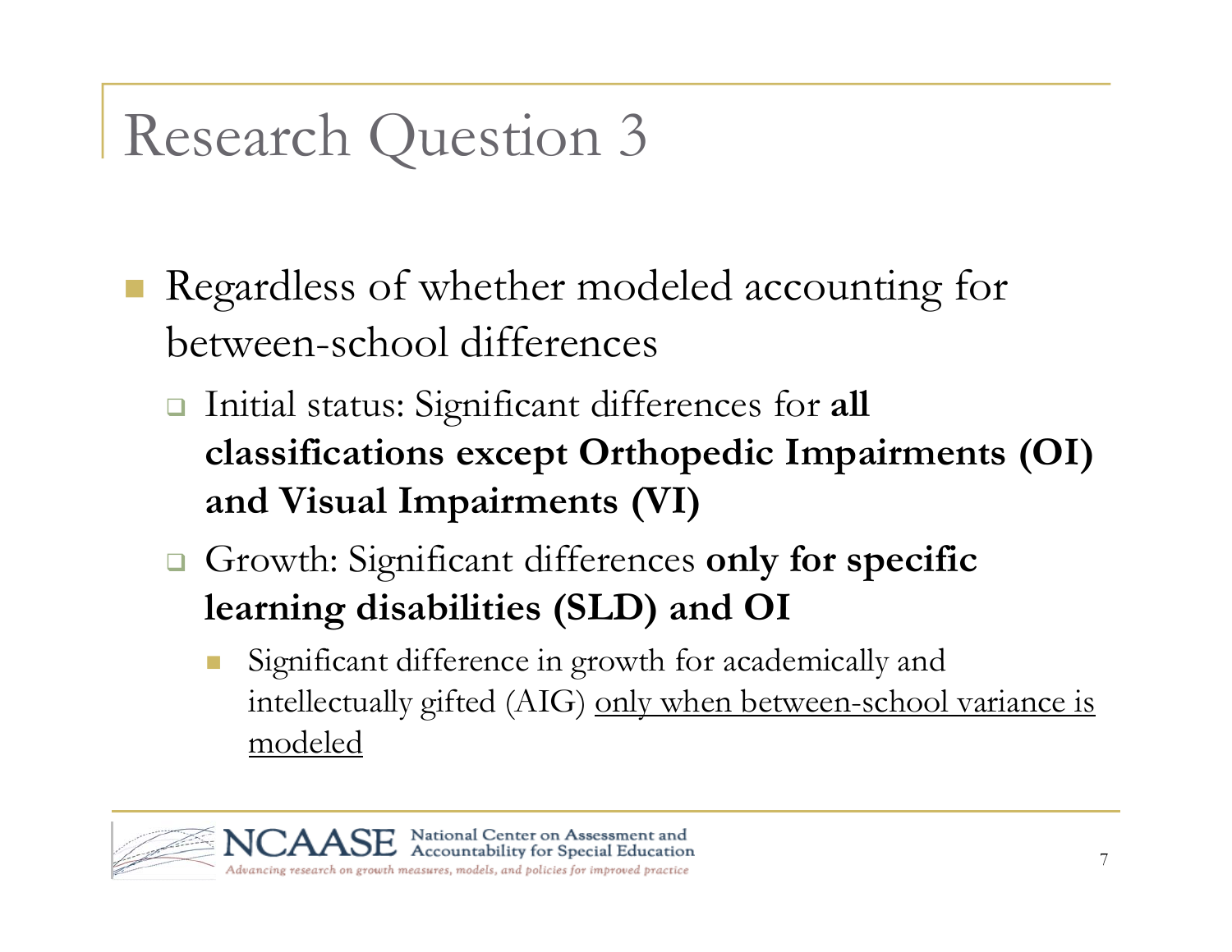# Research Question 3

- Regardless of whether modeled accounting for between-school differences
  - Initial status: Significant differences for **all classifications except Orthopedic Impairments (OI) and Visual Impairments (VI)**
  - Growth: Significant differences **only for specific learning disabilities (SLD) and OI**
    - Significant difference in growth for academically and intellectually gifted (AIG) <u>only when between-school variance is modeled</u>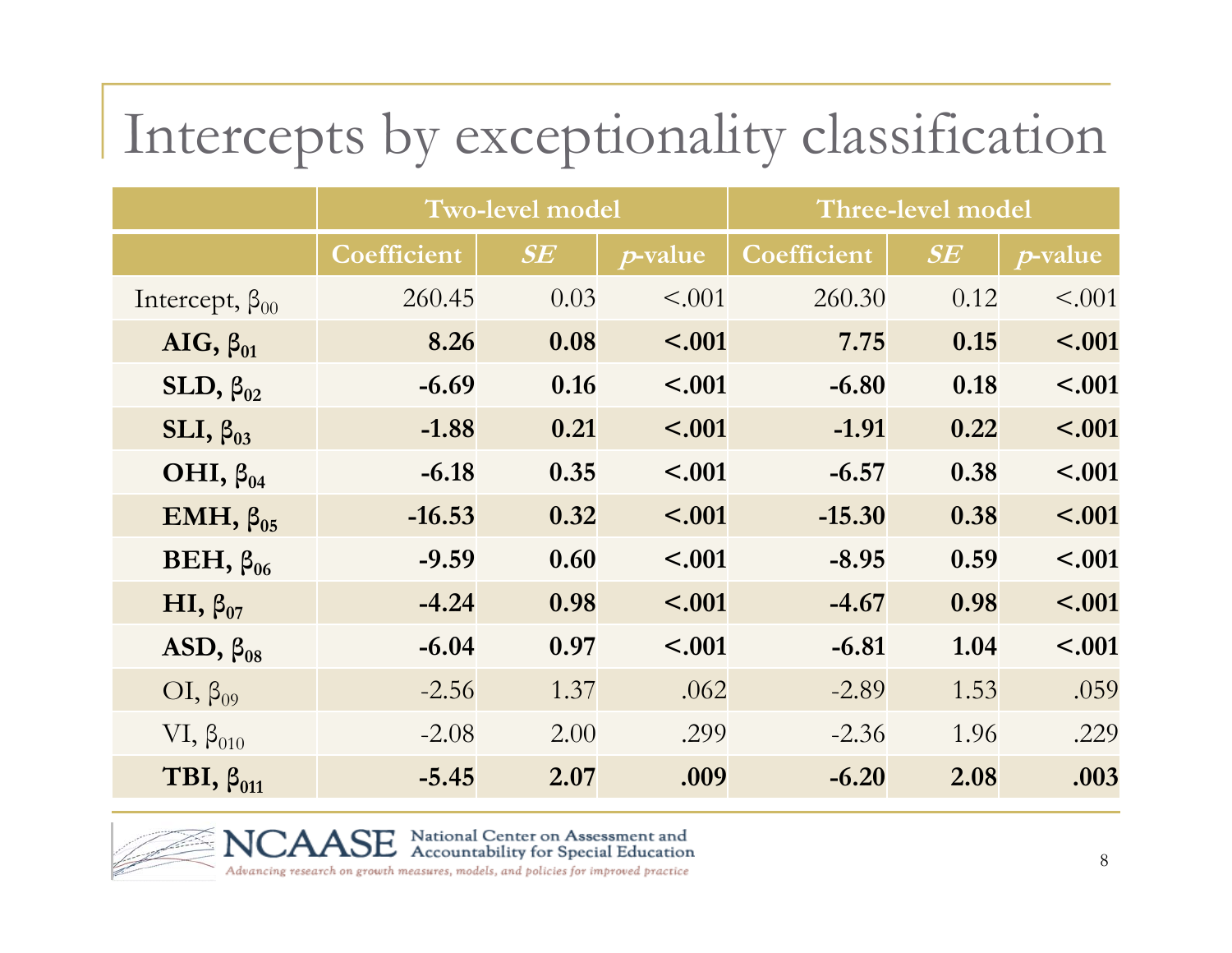# Intercepts by exceptionality classification

| | Two-level model | | | Three-level model | | |
|---|---|---|---|---|---|---|
| | Coefficient | *SE* | *p*-value | Coefficient | *SE* | *p*-value |
| Intercept, $\beta_{00}$ | 260.45 | 0.03 | <.001 | 260.30 | 0.12 | <.001 |
| **AIG, $\beta_{01}$** | **8.26** | **0.08** | **<.001** | **7.75** | **0.15** | **<.001** |
| **SLD, $\beta_{02}$** | **-6.69** | **0.16** | **<.001** | **-6.80** | **0.18** | **<.001** |
| **SLI, $\beta_{03}$** | **-1.88** | **0.21** | **<.001** | **-1.91** | **0.22** | **<.001** |
| **OHI, $\beta_{04}$** | **-6.18** | **0.35** | **<.001** | **-6.57** | **0.38** | **<.001** |
| **EMH, $\beta_{05}$** | **-16.53** | **0.32** | **<.001** | **-15.30** | **0.38** | **<.001** |
| **BEH, $\beta_{06}$** | **-9.59** | **0.60** | **<.001** | **-8.95** | **0.59** | **<.001** |
| **HI, $\beta_{07}$** | **-4.24** | **0.98** | **<.001** | **-4.67** | **0.98** | **<.001** |
| **ASD, $\beta_{08}$** | **-6.04** | **0.97** | **<.001** | **-6.81** | **1.04** | **<.001** |
| OI, $\beta_{09}$ | -2.56 | 1.37 | .062 | -2.89 | 1.53 | .059 |
| VI, $\beta_{010}$ | -2.08 | 2.00 | .299 | -2.36 | 1.96 | .229 |
| **TBI, $\beta_{011}$** | **-5.45** | **2.07** | **.009** | **-6.20** | **2.08** | **.003** |

NCAASE National Center on Assessment and Accountability for Special Education

*Advancing research on growth measures, models, and policies for improved practice*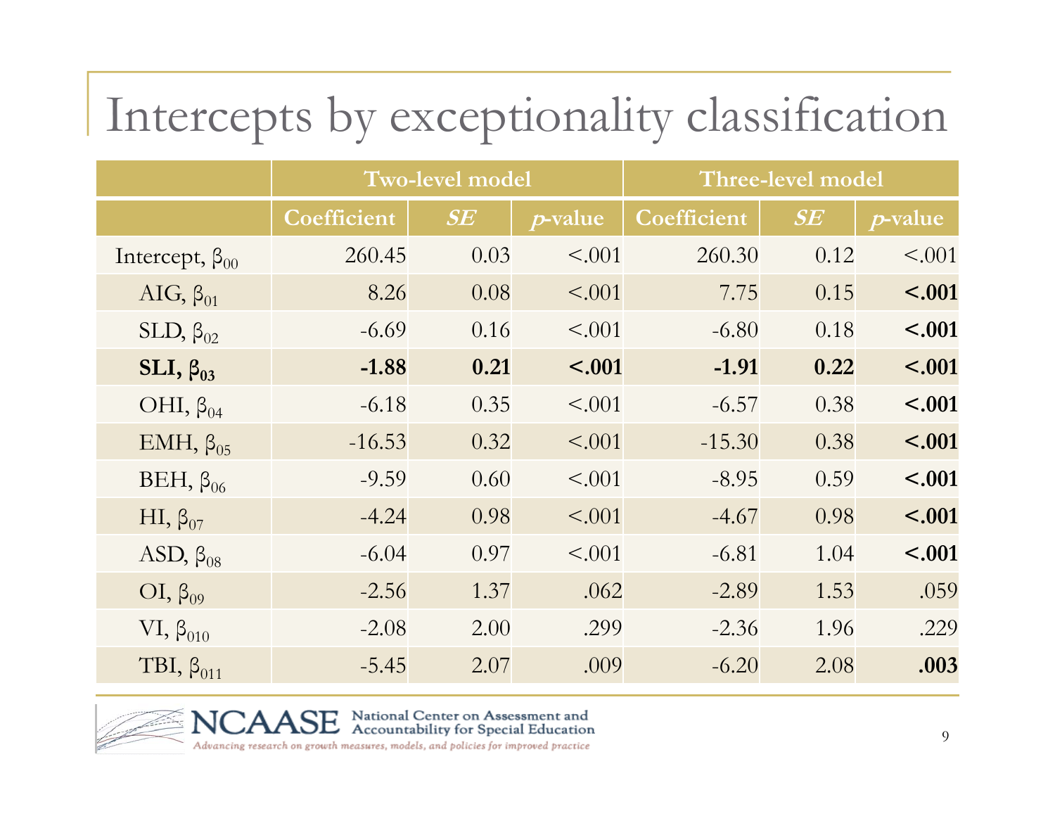# Intercepts by exceptionality classification

| | Two-level model | | | Three-level model | | |
|---|---|---|---|---|---|---|
| | Coefficient | *SE* | *p*-value | Coefficient | *SE* | *p*-value |
| Intercept, $\beta_{00}$ | 260.45 | 0.03 | <.001 | 260.30 | 0.12 | <.001 |
| AIG, $\beta_{01}$ | 8.26 | 0.08 | <.001 | 7.75 | 0.15 | **<.001** |
| SLD, $\beta_{02}$ | -6.69 | 0.16 | <.001 | -6.80 | 0.18 | **<.001** |
| **SLI, $\beta_{03}$** | **-1.88** | **0.21** | **<.001** | **-1.91** | **0.22** | **<.001** |
| OHI, $\beta_{04}$ | -6.18 | 0.35 | <.001 | -6.57 | 0.38 | **<.001** |
| EMH, $\beta_{05}$ | -16.53 | 0.32 | <.001 | -15.30 | 0.38 | **<.001** |
| BEH, $\beta_{06}$ | -9.59 | 0.60 | <.001 | -8.95 | 0.59 | **<.001** |
| HI, $\beta_{07}$ | -4.24 | 0.98 | <.001 | -4.67 | 0.98 | **<.001** |
| ASD, $\beta_{08}$ | -6.04 | 0.97 | <.001 | -6.81 | 1.04 | **<.001** |
| OI, $\beta_{09}$ | -2.56 | 1.37 | .062 | -2.89 | 1.53 | .059 |
| VI, $\beta_{010}$ | -2.08 | 2.00 | .299 | -2.36 | 1.96 | .229 |
| TBI, $\beta_{011}$ | -5.45 | 2.07 | .009 | -6.20 | 2.08 | **.003** |

NCAASE National Center on Assessment and Accountability for Special Education

*Advancing research on growth measures, models, and policies for improved practice*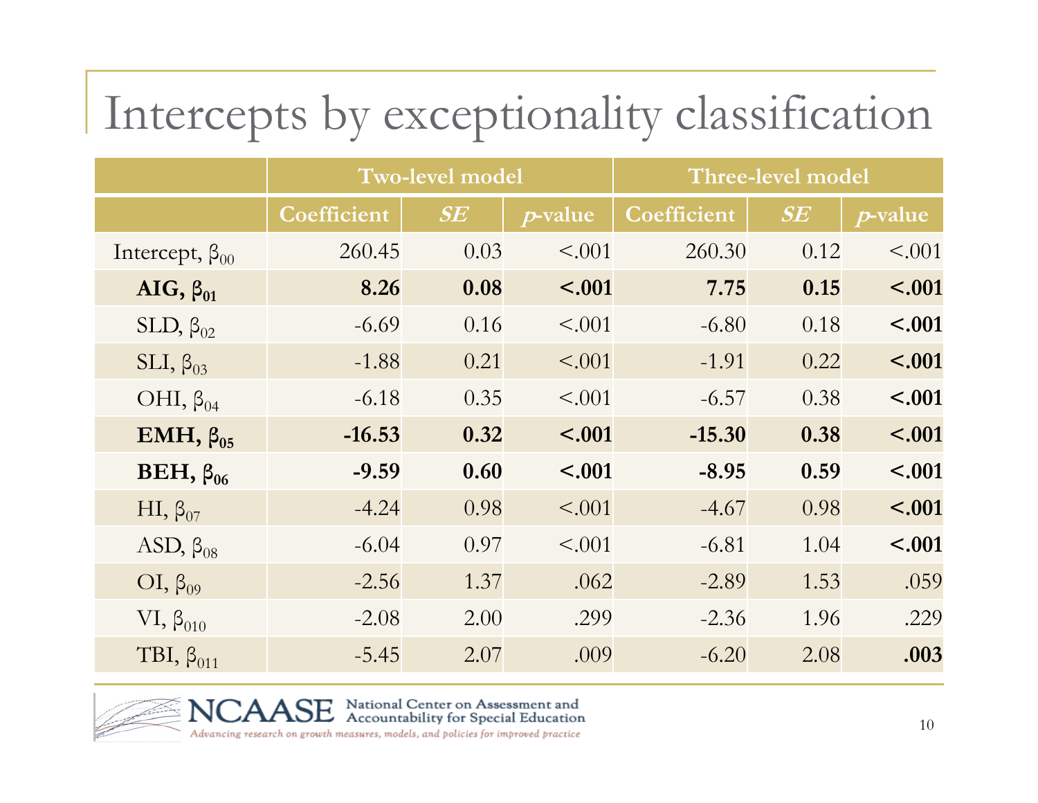# Intercepts by exceptionality classification

| | Two-level model | | | Three-level model | | |
|---|---|---|---|---|---|---|
| | Coefficient | *SE* | *p*-value | Coefficient | *SE* | *p*-value |
| Intercept, $\beta_{00}$ | 260.45 | 0.03 | <.001 | 260.30 | 0.12 | <.001 |
| **AIG, $\beta_{01}$** | **8.26** | **0.08** | **<.001** | **7.75** | **0.15** | **<.001** |
| SLD, $\beta_{02}$ | -6.69 | 0.16 | <.001 | -6.80 | 0.18 | **<.001** |
| SLI, $\beta_{03}$ | -1.88 | 0.21 | <.001 | -1.91 | 0.22 | **<.001** |
| OHI, $\beta_{04}$ | -6.18 | 0.35 | <.001 | -6.57 | 0.38 | **<.001** |
| **EMH, $\beta_{05}$** | **-16.53** | **0.32** | **<.001** | **-15.30** | **0.38** | **<.001** |
| **BEH, $\beta_{06}$** | **-9.59** | **0.60** | **<.001** | **-8.95** | **0.59** | **<.001** |
| HI, $\beta_{07}$ | -4.24 | 0.98 | <.001 | -4.67 | 0.98 | **<.001** |
| ASD, $\beta_{08}$ | -6.04 | 0.97 | <.001 | -6.81 | 1.04 | **<.001** |
| OI, $\beta_{09}$ | -2.56 | 1.37 | .062 | -2.89 | 1.53 | .059 |
| VI, $\beta_{010}$ | -2.08 | 2.00 | .299 | -2.36 | 1.96 | .229 |
| TBI, $\beta_{011}$ | -5.45 | 2.07 | .009 | -6.20 | 2.08 | **.003** |

NCAASE National Center on Assessment and Accountability for Special Education

*Advancing research on growth measures, models, and policies for improved practice*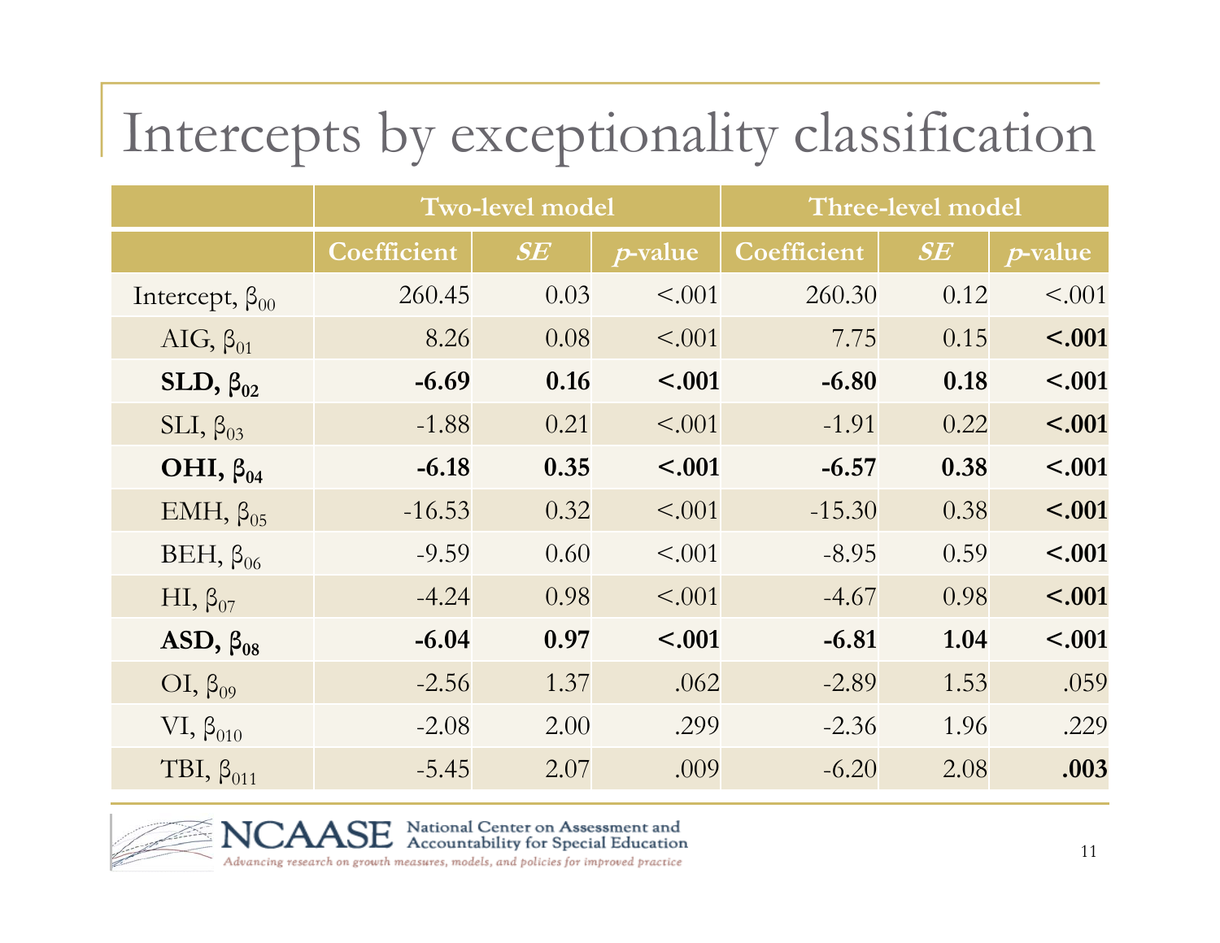# Intercepts by exceptionality classification

| | Two-level model | | | Three-level model | | |
|---|---|---|---|---|---|---|
| | Coefficient | *SE* | *p*-value | Coefficient | *SE* | *p*-value |
| Intercept, $\beta_{00}$ | 260.45 | 0.03 | <.001 | 260.30 | 0.12 | <.001 |
| AIG, $\beta_{01}$ | 8.26 | 0.08 | <.001 | 7.75 | 0.15 | **<.001** |
| **SLD, $\beta_{02}$** | **-6.69** | **0.16** | **<.001** | **-6.80** | **0.18** | **<.001** |
| SLI, $\beta_{03}$ | -1.88 | 0.21 | <.001 | -1.91 | 0.22 | **<.001** |
| **OHI, $\beta_{04}$** | **-6.18** | **0.35** | **<.001** | **-6.57** | **0.38** | **<.001** |
| EMH, $\beta_{05}$ | -16.53 | 0.32 | <.001 | -15.30 | 0.38 | **<.001** |
| BEH, $\beta_{06}$ | -9.59 | 0.60 | <.001 | -8.95 | 0.59 | **<.001** |
| HI, $\beta_{07}$ | -4.24 | 0.98 | <.001 | -4.67 | 0.98 | **<.001** |
| **ASD, $\beta_{08}$** | **-6.04** | **0.97** | **<.001** | **-6.81** | **1.04** | **<.001** |
| OI, $\beta_{09}$ | -2.56 | 1.37 | .062 | -2.89 | 1.53 | .059 |
| VI, $\beta_{010}$ | -2.08 | 2.00 | .299 | -2.36 | 1.96 | .229 |
| TBI, $\beta_{011}$ | -5.45 | 2.07 | .009 | -6.20 | 2.08 | **.003** |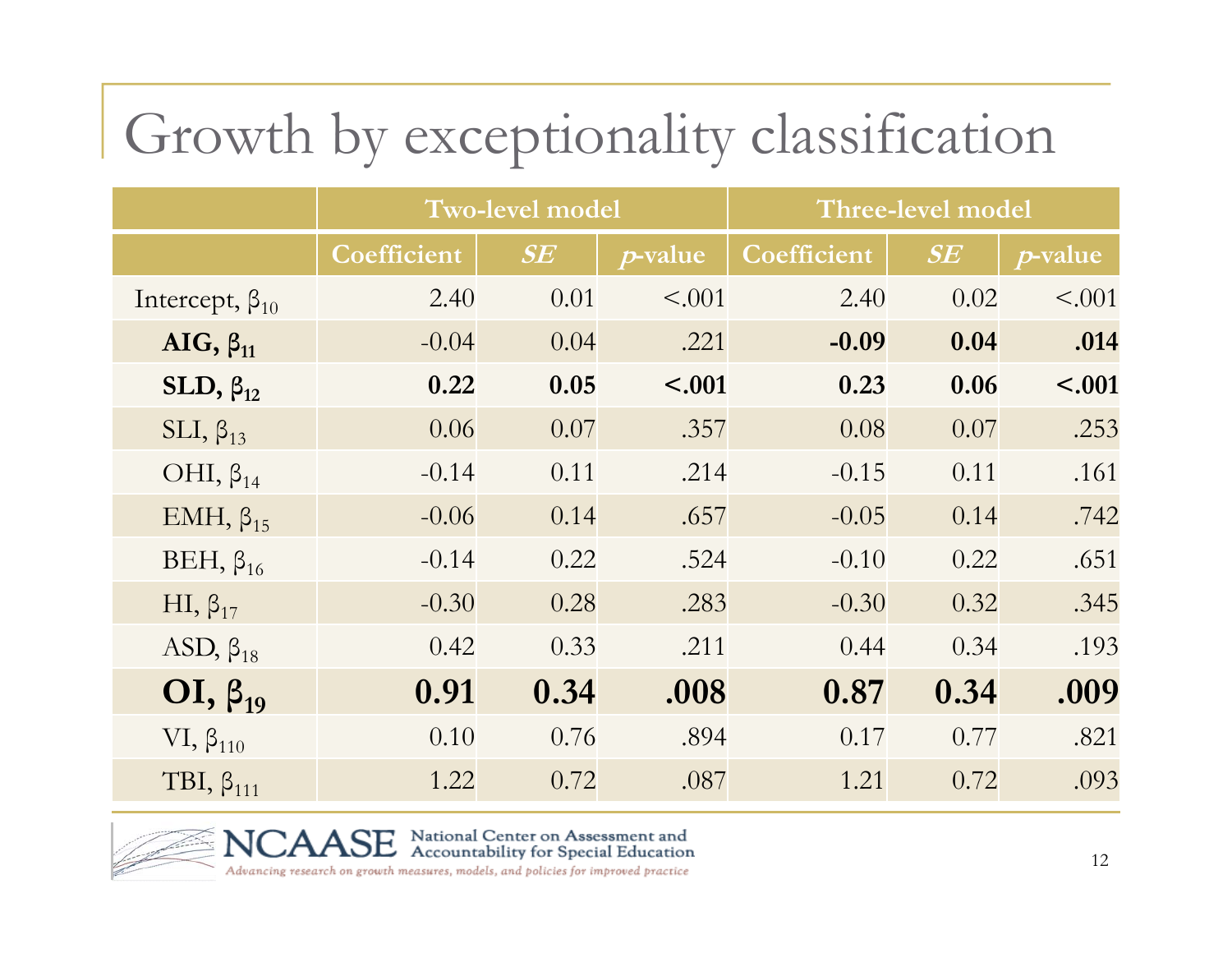# Growth by exceptionality classification

| | Two-level model | | | Three-level model | | |
|---|---|---|---|---|---|---|
| | Coefficient | *SE* | *p*-value | Coefficient | *SE* | *p*-value |
| Intercept, $\beta_{10}$ | 2.40 | 0.01 | <.001 | 2.40 | 0.02 | <.001 |
| **AIG, $\beta_{11}$** | -0.04 | 0.04 | .221 | **-0.09** | **0.04** | **.014** |
| **SLD, $\beta_{12}$** | **0.22** | **0.05** | **<.001** | **0.23** | **0.06** | **<.001** |
| SLI, $\beta_{13}$ | 0.06 | 0.07 | .357 | 0.08 | 0.07 | .253 |
| OHI, $\beta_{14}$ | -0.14 | 0.11 | .214 | -0.15 | 0.11 | .161 |
| EMH, $\beta_{15}$ | -0.06 | 0.14 | .657 | -0.05 | 0.14 | .742 |
| BEH, $\beta_{16}$ | -0.14 | 0.22 | .524 | -0.10 | 0.22 | .651 |
| HI, $\beta_{17}$ | -0.30 | 0.28 | .283 | -0.30 | 0.32 | .345 |
| ASD, $\beta_{18}$ | 0.42 | 0.33 | .211 | 0.44 | 0.34 | .193 |
| **OI, $\beta_{19}$** | **0.91** | **0.34** | **.008** | **0.87** | **0.34** | **.009** |
| VI, $\beta_{110}$ | 0.10 | 0.76 | .894 | 0.17 | 0.77 | .821 |
| TBI, $\beta_{111}$ | 1.22 | 0.72 | .087 | 1.21 | 0.72 | .093 |

NCAASE National Center on Assessment and Accountability for Special Education

*Advancing research on growth measures, models, and policies for improved practice*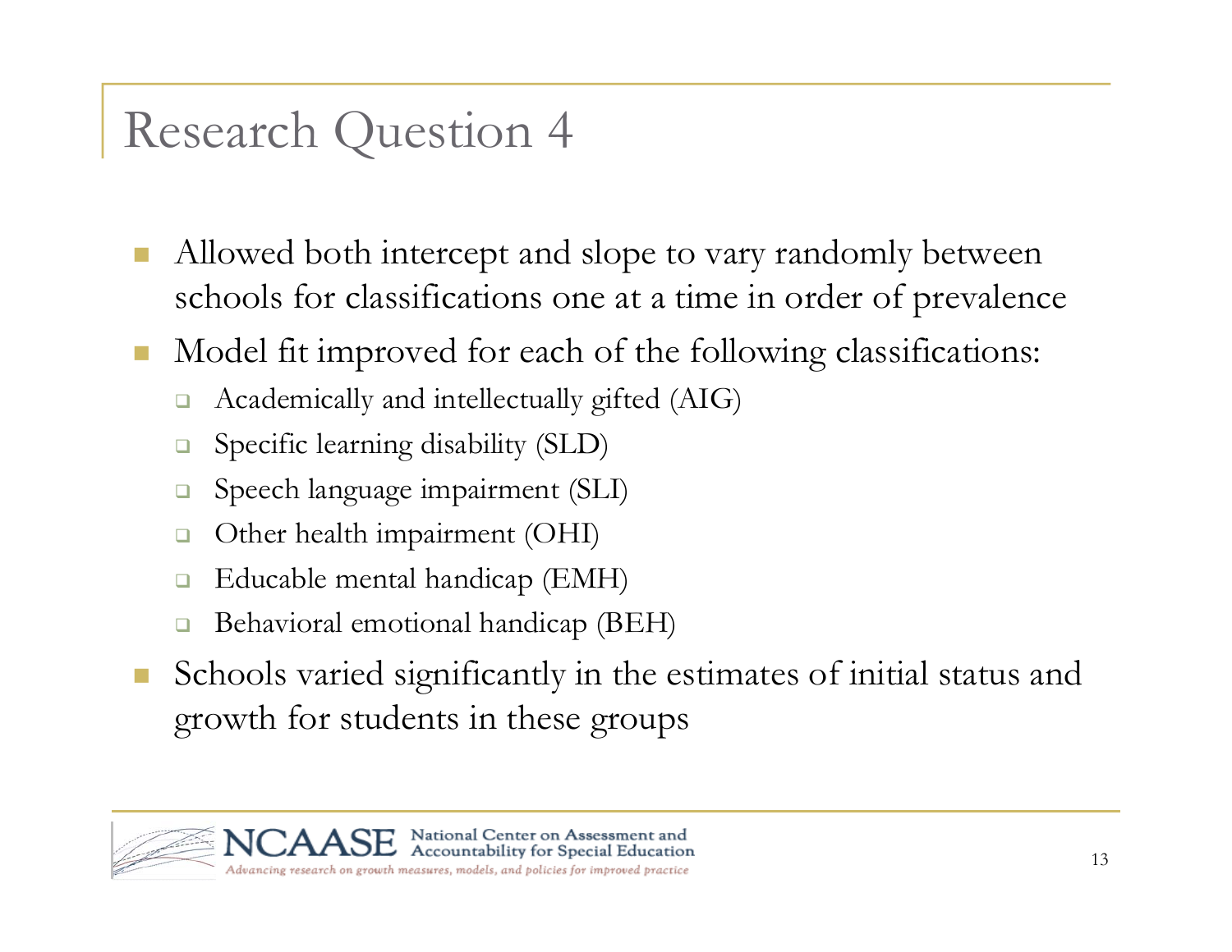# Research Question 4

- Allowed both intercept and slope to vary randomly between schools for classifications one at a time in order of prevalence
- Model fit improved for each of the following classifications:
  - Academically and intellectually gifted (AIG)
  - Specific learning disability (SLD)
  - Speech language impairment (SLI)
  - Other health impairment (OHI)
  - Educable mental handicap (EMH)
  - Behavioral emotional handicap (BEH)
- Schools varied significantly in the estimates of initial status and growth for students in these groups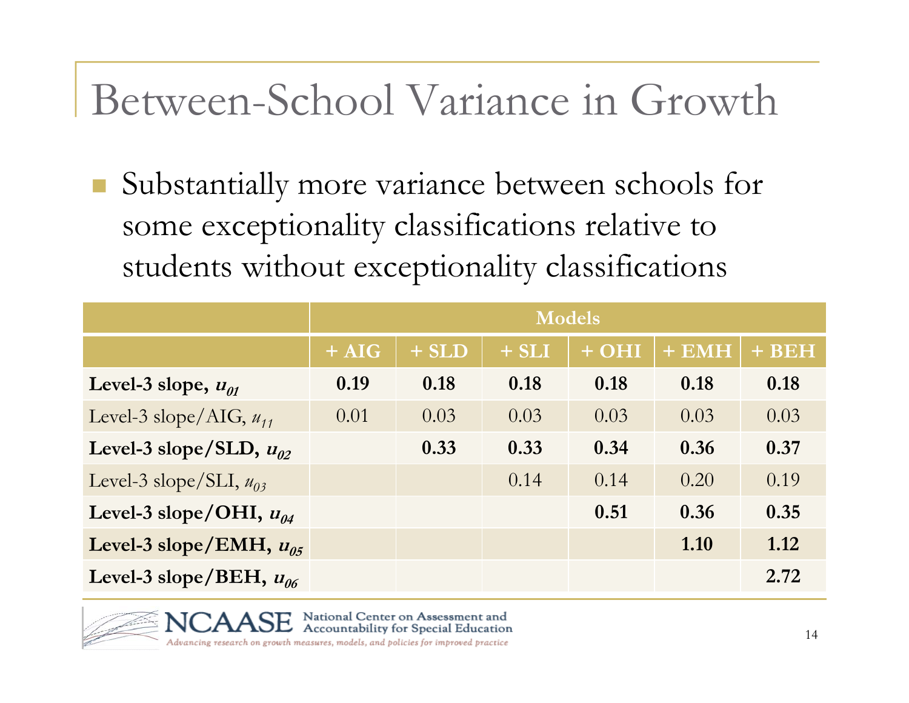# Between-School Variance in Growth

- Substantially more variance between schools for some exceptionality classifications relative to students without exceptionality classifications

| | Models | | | | | |
|---|---|---|---|---|---|---|
| | + AIG | + SLD | + SLI | + OHI | + EMH | + BEH |
| **Level-3 slope, $u_{01}$** | **0.19** | **0.18** | **0.18** | **0.18** | **0.18** | **0.18** |
| Level-3 slope/AIG, $u_{11}$ | 0.01 | 0.03 | 0.03 | 0.03 | 0.03 | 0.03 |
| **Level-3 slope/SLD, $u_{02}$** | | **0.33** | **0.33** | **0.34** | **0.36** | **0.37** |
| Level-3 slope/SLI, $u_{03}$ | | | 0.14 | 0.14 | 0.20 | 0.19 |
| **Level-3 slope/OHI, $u_{04}$** | | | | **0.51** | **0.36** | **0.35** |
| **Level-3 slope/EMH, $u_{05}$** | | | | | **1.10** | **1.12** |
| **Level-3 slope/BEH, $u_{06}$** | | | | | | **2.72** |

NCAASE National Center on Assessment and Accountability for Special Education

*Advancing research on growth measures, models, and policies for improved practice*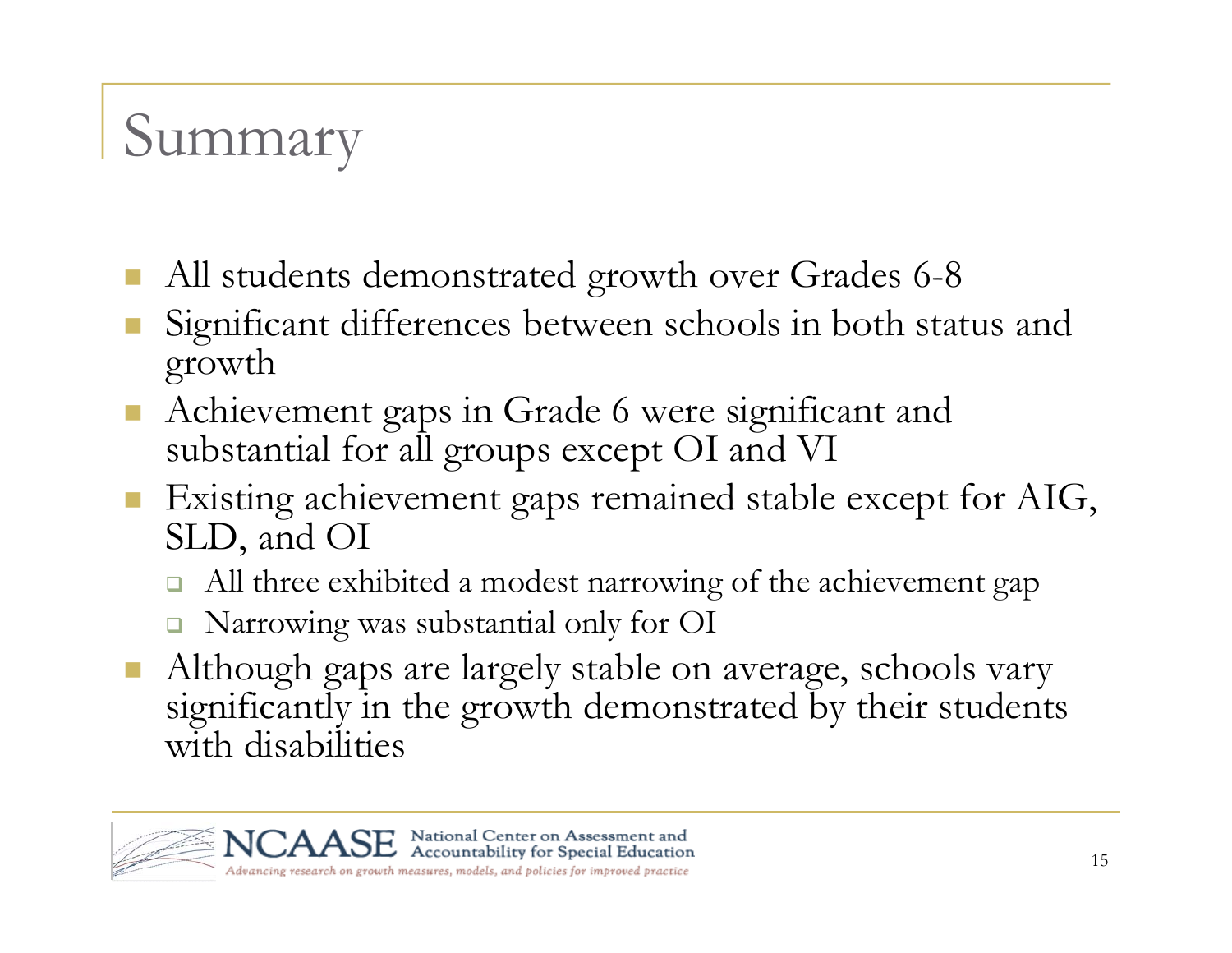# Summary

- All students demonstrated growth over Grades 6-8
- Significant differences between schools in both status and growth
- Achievement gaps in Grade 6 were significant and substantial for all groups except OI and VI
- Existing achievement gaps remained stable except for AIG, SLD, and OI
  - All three exhibited a modest narrowing of the achievement gap
  - Narrowing was substantial only for OI
- Although gaps are largely stable on average, schools vary significantly in the growth demonstrated by their students with disabilities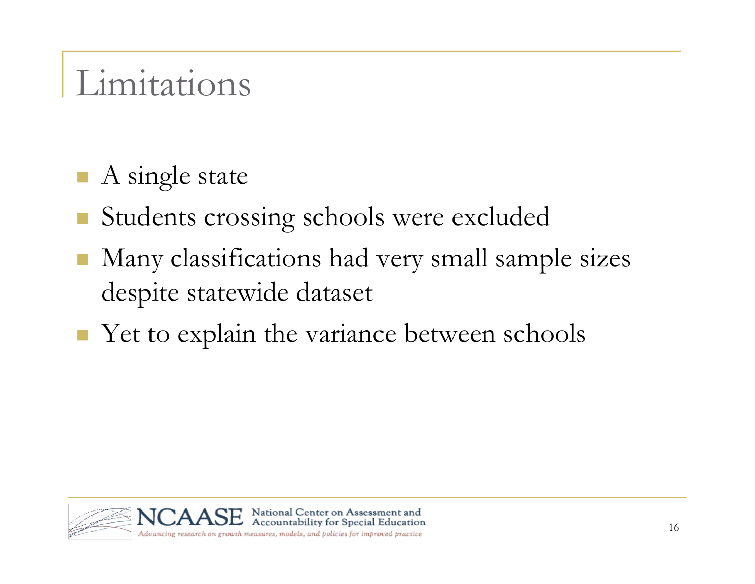# Limitations

- A single state
- Students crossing schools were excluded
- Many classifications had very small sample sizes despite statewide dataset
- Yet to explain the variance between schools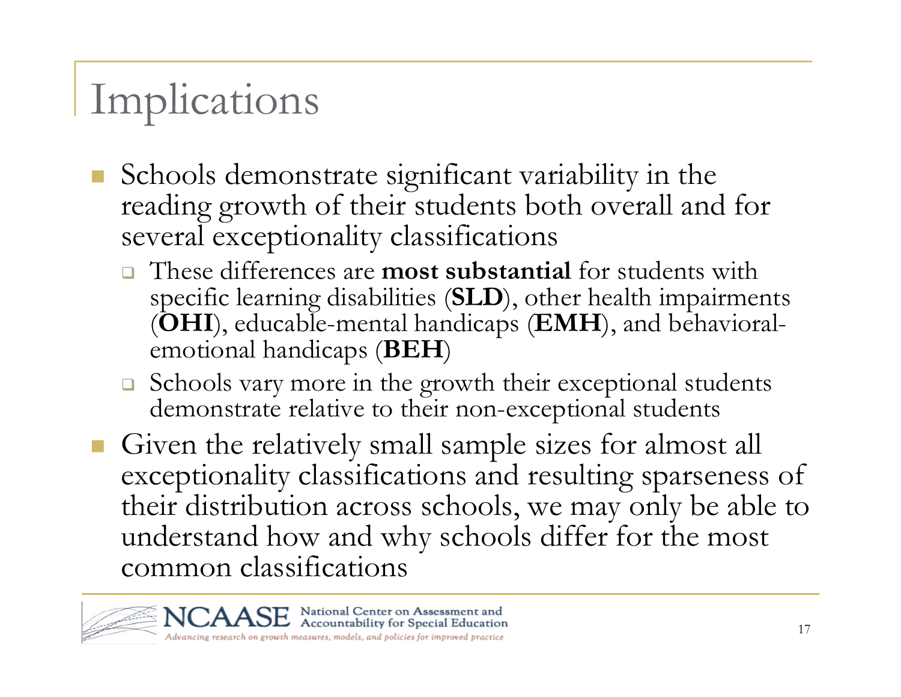# Implications

- Schools demonstrate significant variability in the reading growth of their students both overall and for several exceptionality classifications
  - These differences are **most substantial** for students with specific learning disabilities (**SLD**), other health impairments (**OHI**), educable-mental handicaps (**EMH**), and behavioral-emotional handicaps (**BEH**)
  - Schools vary more in the growth their exceptional students demonstrate relative to their non-exceptional students
- Given the relatively small sample sizes for almost all exceptionality classifications and resulting sparseness of their distribution across schools, we may only be able to understand how and why schools differ for the most common classifications